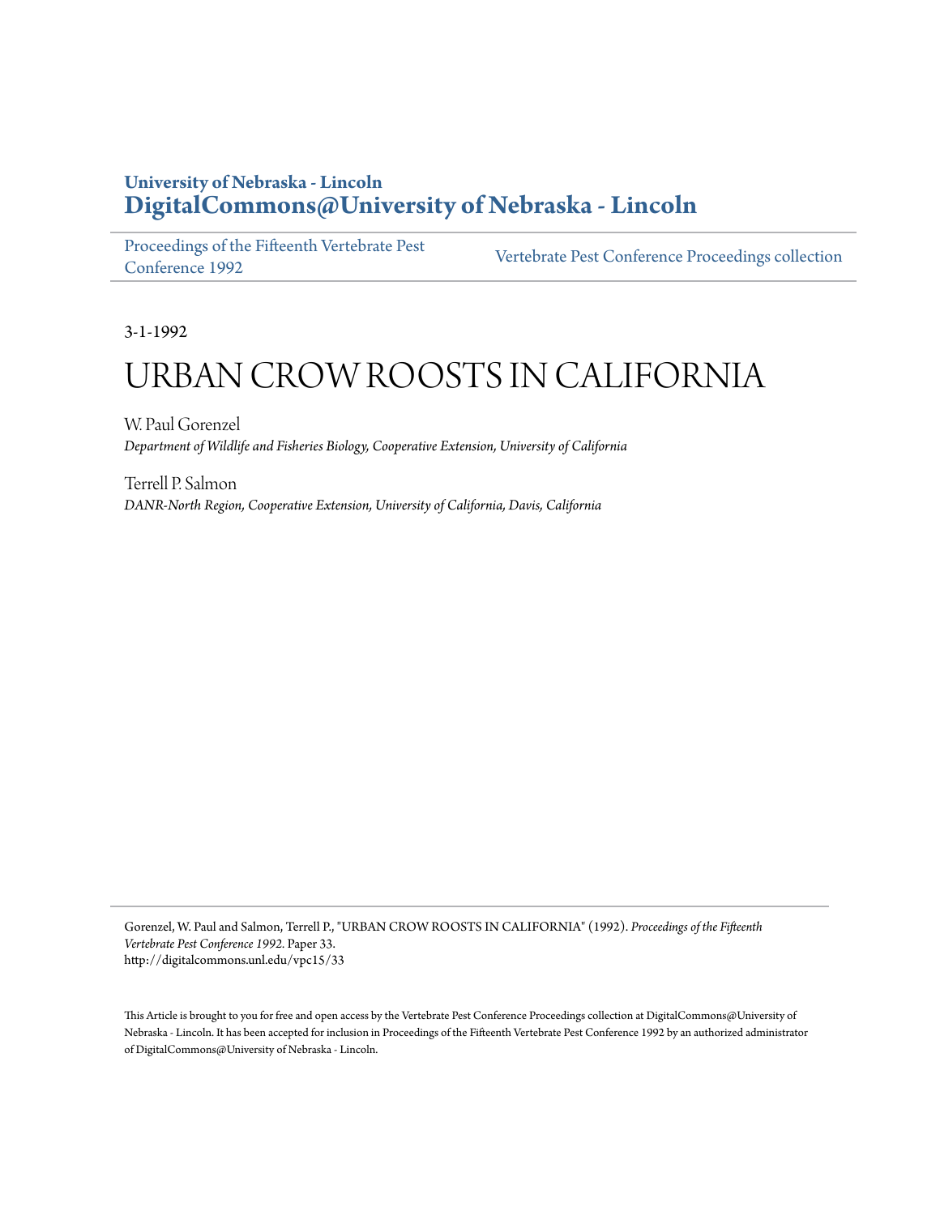University of Nebraska - Lincoln
**DigitalCommons@University of Nebraska - Lincoln**

Proceedings of the Fifteenth Vertebrate Pest Conference 1992 | Vertebrate Pest Conference Proceedings collection

3-1-1992

# URBAN CROW ROOSTS IN CALIFORNIA

W. Paul Gorenzel
*Department of Wildlife and Fisheries Biology, Cooperative Extension, University of California*

Terrell P. Salmon
*DANR-North Region, Cooperative Extension, University of California, Davis, California*

Gorenzel, W. Paul and Salmon, Terrell P., "URBAN CROW ROOSTS IN CALIFORNIA" (1992). *Proceedings of the Fifteenth Vertebrate Pest Conference 1992.* Paper 33.
http://digitalcommons.unl.edu/vpc15/33

This Article is brought to you for free and open access by the Vertebrate Pest Conference Proceedings collection at DigitalCommons@University of Nebraska - Lincoln. It has been accepted for inclusion in Proceedings of the Fifteenth Vertebrate Pest Conference 1992 by an authorized administrator of DigitalCommons@University of Nebraska - Lincoln.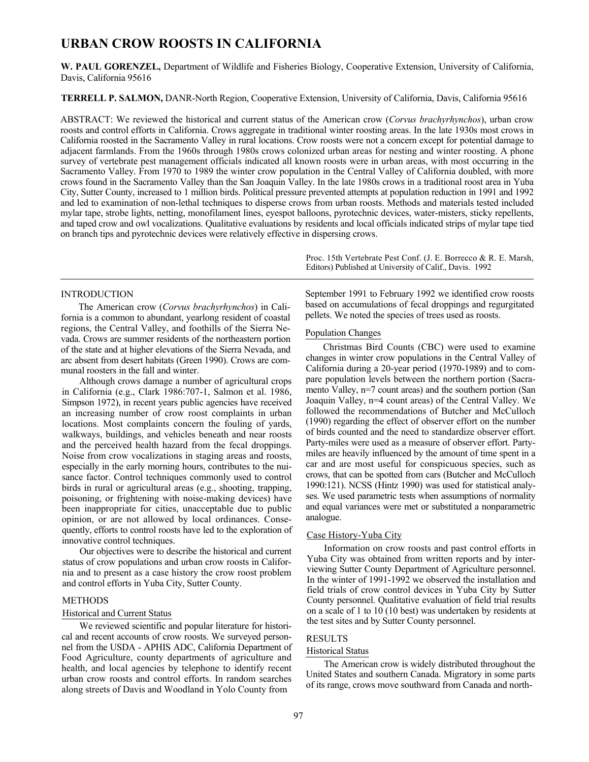# URBAN CROW ROOSTS IN CALIFORNIA

**W. PAUL GORENZEL,** Department of Wildlife and Fisheries Biology, Cooperative Extension, University of California, Davis, California 95616

**TERRELL P. SALMON,** DANR-North Region, Cooperative Extension, University of California, Davis, California 95616

ABSTRACT: We reviewed the historical and current status of the American crow (*Corvus brachyrhynchos*), urban crow roosts and control efforts in California. Crows aggregate in traditional winter roosting areas. In the late 1930s most crows in California roosted in the Sacramento Valley in rural locations. Crow roosts were not a concern except for potential damage to adjacent farmlands. From the 1960s through 1980s crows colonized urban areas for nesting and winter roosting. A phone survey of vertebrate pest management officials indicated all known roosts were in urban areas, with most occurring in the Sacramento Valley. From 1970 to 1989 the winter crow population in the Central Valley of California doubled, with more crows found in the Sacramento Valley than the San Joaquin Valley. In the late 1980s crows in a traditional roost area in Yuba City, Sutter County, increased to 1 million birds. Political pressure prevented attempts at population reduction in 1991 and 1992 and led to examination of non-lethal techniques to disperse crows from urban roosts. Methods and materials tested included mylar tape, strobe lights, netting, monofilament lines, eyespot balloons, pyrotechnic devices, water-misters, sticky repellents, and taped crow and owl vocalizations. Qualitative evaluations by residents and local officials indicated strips of mylar tape tied on branch tips and pyrotechnic devices were relatively effective in dispersing crows.

Proc. 15th Vertebrate Pest Conf. (J. E. Borrecco & R. E. Marsh, Editors) Published at University of Calif., Davis. 1992

## INTRODUCTION

The American crow (*Corvus brachyrhynchos*) in California is a common to abundant, yearlong resident of coastal regions, the Central Valley, and foothills of the Sierra Nevada. Crows are summer residents of the northeastern portion of the state and at higher elevations of the Sierra Nevada, and arc absent from desert habitats (Green 1990). Crows are communal roosters in the fall and winter.

Although crows damage a number of agricultural crops in California (e.g., Clark 1986:707-1, Salmon et al. 1986, Simpson 1972), in recent years public agencies have received an increasing number of crow roost complaints in urban locations. Most complaints concern the fouling of yards, walkways, buildings, and vehicles beneath and near roosts and the perceived health hazard from the fecal droppings. Noise from crow vocalizations in staging areas and roosts, especially in the early morning hours, contributes to the nuisance factor. Control techniques commonly used to control birds in rural or agricultural areas (e.g., shooting, trapping, poisoning, or frightening with noise-making devices) have been inappropriate for cities, unacceptable due to public opinion, or are not allowed by local ordinances. Consequently, efforts to control roosts have led to the exploration of innovative control techniques.

Our objectives were to describe the historical and current status of crow populations and urban crow roosts in California and to present as a case history the crow roost problem and control efforts in Yuba City, Sutter County.

## METHODS

### Historical and Current Status

We reviewed scientific and popular literature for historical and recent accounts of crow roosts. We surveyed personnel from the USDA - APHIS ADC, California Department of Food Agriculture, county departments of agriculture and health, and local agencies by telephone to identify recent urban crow roosts and control efforts. In random searches along streets of Davis and Woodland in Yolo County from September 1991 to February 1992 we identified crow roosts based on accumulations of fecal droppings and regurgitated pellets. We noted the species of trees used as roosts.

### Population Changes

Christmas Bird Counts (CBC) were used to examine changes in winter crow populations in the Central Valley of California during a 20-year period (1970-1989) and to compare population levels between the northern portion (Sacramento Valley, n=7 count areas) and the southern portion (San Joaquin Valley, n=4 count areas) of the Central Valley. We followed the recommendations of Butcher and McCulloch (1990) regarding the effect of observer effort on the number of birds counted and the need to standardize observer effort. Party-miles were used as a measure of observer effort. Party-miles are heavily influenced by the amount of time spent in a car and are most useful for conspicuous species, such as crows, that can be spotted from cars (Butcher and McCulloch 1990:121). NCSS (Hintz 1990) was used for statistical analyses. We used parametric tests when assumptions of normality and equal variances were met or substituted a nonparametric analogue.

### Case History-Yuba City

Information on crow roosts and past control efforts in Yuba City was obtained from written reports and by interviewing Sutter County Department of Agriculture personnel. In the winter of 1991-1992 we observed the installation and field trials of crow control devices in Yuba City by Sutter County personnel. Qualitative evaluation of field trial results on a scale of 1 to 10 (10 best) was undertaken by residents at the test sites and by Sutter County personnel.

## RESULTS

### Historical Status

The American crow is widely distributed throughout the United States and southern Canada. Migratory in some parts of its range, crows move southward from Canada and north-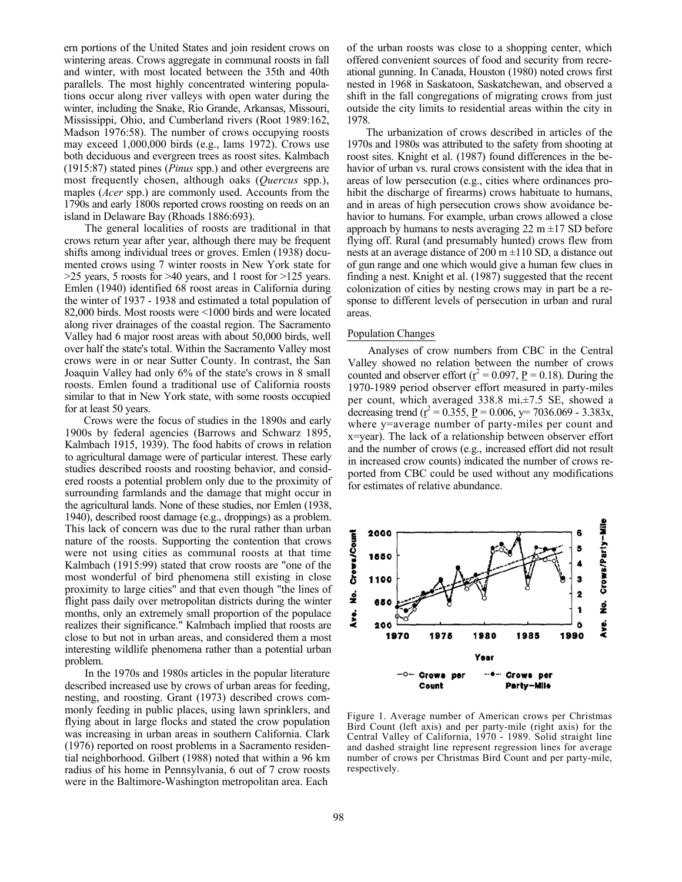ern portions of the United States and join resident crows on wintering areas. Crows aggregate in communal roosts in fall and winter, with most located between the 35th and 40th parallels. The most highly concentrated wintering populations occur along river valleys with open water during the winter, including the Snake, Rio Grande, Arkansas, Missouri, Mississippi, Ohio, and Cumberland rivers (Root 1989:162, Madson 1976:58). The number of crows occupying roosts may exceed 1,000,000 birds (e.g., Iams 1972). Crows use both deciduous and evergreen trees as roost sites. Kalmbach (1915:87) stated pines (*Pinus* spp.) and other evergreens are most frequently chosen, although oaks (*Quercus* spp.), maples (*Acer* spp.) are commonly used. Accounts from the 1790s and early 1800s reported crows roosting on reeds on an island in Delaware Bay (Rhoads 1886:693).

The general localities of roosts are traditional in that crows return year after year, although there may be frequent shifts among individual trees or groves. Emlen (1938) documented crows using 7 winter roosts in New York state for >25 years, 5 roosts for >40 years, and 1 roost for >125 years. Emlen (1940) identified 68 roost areas in California during the winter of 1937 - 1938 and estimated a total population of 82,000 birds. Most roosts were <1000 birds and were located along river drainages of the coastal region. The Sacramento Valley had 6 major roost areas with about 50,000 birds, well over half the state's total. Within the Sacramento Valley most crows were in or near Sutter County. In contrast, the San Joaquin Valley had only 6% of the state's crows in 8 small roosts. Emlen found a traditional use of California roosts similar to that in New York state, with some roosts occupied for at least 50 years.

Crows were the focus of studies in the 1890s and early 1900s by federal agencies (Barrows and Schwarz 1895, Kalmbach 1915, 1939). The food habits of crows in relation to agricultural damage were of particular interest. These early studies described roosts and roosting behavior, and considered roosts a potential problem only due to the proximity of surrounding farmlands and the damage that might occur in the agricultural lands. None of these studies, nor Emlen (1938, 1940), described roost damage (e.g., droppings) as a problem. This lack of concern was due to the rural rather than urban nature of the roosts. Supporting the contention that crows were not using cities as communal roosts at that time Kalmbach (1915:99) stated that crow roosts are "one of the most wonderful of bird phenomena still existing in close proximity to large cities" and that even though "the lines of flight pass daily over metropolitan districts during the winter months, only an extremely small proportion of the populace realizes their significance." Kalmbach implied that roosts are close to but not in urban areas, and considered them a most interesting wildlife phenomena rather than a potential urban problem.

In the 1970s and 1980s articles in the popular literature described increased use by crows of urban areas for feeding, nesting, and roosting. Grant (1973) described crows commonly feeding in public places, using lawn sprinklers, and flying about in large flocks and stated the crow population was increasing in urban areas in southern California. Clark (1976) reported on roost problems in a Sacramento residential neighborhood. Gilbert (1988) noted that within a 96 km radius of his home in Pennsylvania, 6 out of 7 crow roosts were in the Baltimore-Washington metropolitan area. Each of the urban roosts was close to a shopping center, which offered convenient sources of food and security from recreational gunning. In Canada, Houston (1980) noted crows first nested in 1968 in Saskatoon, Saskatchewan, and observed a shift in the fall congregations of migrating crows from just outside the city limits to residential areas within the city in 1978.

The urbanization of crows described in articles of the 1970s and 1980s was attributed to the safety from shooting at roost sites. Knight et al. (1987) found differences in the behavior of urban vs. rural crows consistent with the idea that in areas of low persecution (e.g., cities where ordinances prohibit the discharge of firearms) crows habituate to humans, and in areas of high persecution crows show avoidance behavior to humans. For example, urban crows allowed a close approach by humans to nests averaging 22 m ±17 SD before flying off. Rural (and presumably hunted) crows flew from nests at an average distance of 200 m ±110 SD, a distance out of gun range and one which would give a human few clues in finding a nest. Knight et al. (1987) suggested that the recent colonization of cities by nesting crows may in part be a response to different levels of persecution in urban and rural areas.

## Population Changes

Analyses of crow numbers from CBC in the Central Valley showed no relation between the number of crows counted and observer effort ($\underline{r}^2 = 0.097$, $\underline{P} = 0.18$). During the 1970-1989 period observer effort measured in party-miles per count, which averaged 338.8 mi.±7.5 SE, showed a decreasing trend ($\underline{r}^2 = 0.355$, $\underline{P} = 0.006$, $y = 7036.069 - 3.383x$, where y=average number of party-miles per count and x=year). The lack of a relationship between observer effort and the number of crows (e.g., increased effort did not result in increased crow counts) indicated the number of crows reported from CBC could be used without any modifications for estimates of relative abundance.

Figure 1. Average number of American crows per Christmas Bird Count (left axis) and per party-mile (right axis) for the Central Valley of California, 1970 - 1989. Solid straight line and dashed straight line represent regression lines for average number of crows per Christmas Bird Count and per party-mile, respectively.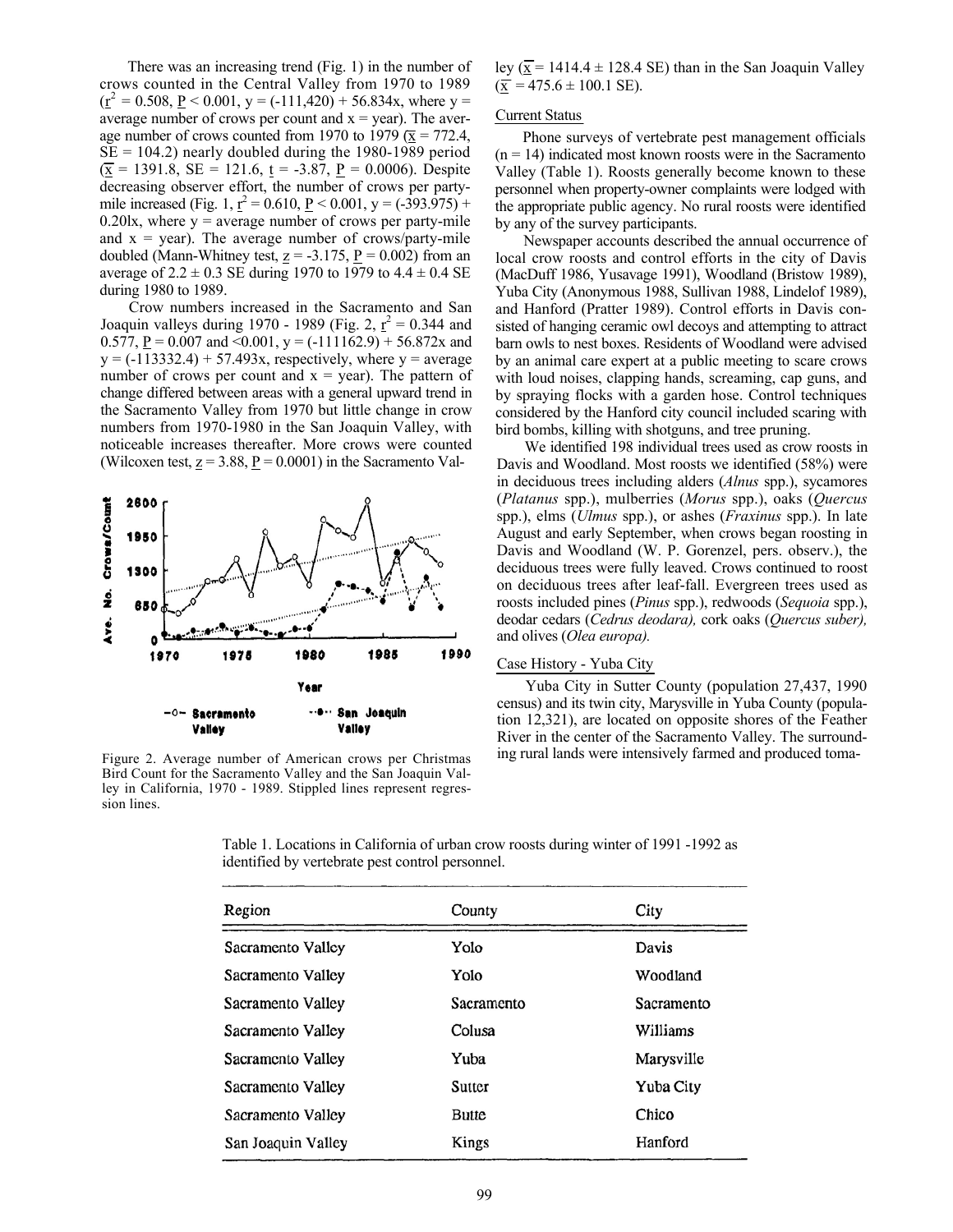There was an increasing trend (Fig. 1) in the number of crows counted in the Central Valley from 1970 to 1989 ($r^2$ = 0.508, $P$ < 0.001, y = (-111,420) + 56.834x, where y = average number of crows per count and x = year). The average number of crows counted from 1970 to 1979 ($\bar{x}$ = 772.4, SE = 104.2) nearly doubled during the 1980-1989 period ($\bar{x}$ = 1391.8, SE = 121.6, $t$ = -3.87, $P$ = 0.0006). Despite decreasing observer effort, the number of crows per party-mile increased (Fig. 1, $r^2$ = 0.610, $P$ < 0.001, y = (-393.975) + 0.20lx, where y = average number of crows per party-mile and x = year). The average number of crows/party-mile doubled (Mann-Whitney test, $z$ = -3.175, $P$ = 0.002) from an average of 2.2 ± 0.3 SE during 1970 to 1979 to 4.4 ± 0.4 SE during 1980 to 1989.

Crow numbers increased in the Sacramento and San Joaquin valleys during 1970 - 1989 (Fig. 2, $r^2$ = 0.344 and 0.577, $P$ = 0.007 and <0.001, y = (-111162.9) + 56.872x and y = (-113332.4) + 57.493x, respectively, where y = average number of crows per count and x = year). The pattern of change differed between areas with a general upward trend in the Sacramento Valley from 1970 but little change in crow numbers from 1970-1980 in the San Joaquin Valley, with noticeable increases thereafter. More crows were counted (Wilcoxen test, $z$ = 3.88, $P$ = 0.0001) in the Sacramento Valley ($\bar{x}$ = 1414.4 ± 128.4 SE) than in the San Joaquin Valley ($\bar{x}$ = 475.6 ± 100.1 SE).

Figure 2. Average number of American crows per Christmas Bird Count for the Sacramento Valley and the San Joaquin Valley in California, 1970 - 1989. Stippled lines represent regression lines.

## Current Status

Phone surveys of vertebrate pest management officials (n = 14) indicated most known roosts were in the Sacramento Valley (Table 1). Roosts generally become known to these personnel when property-owner complaints were lodged with the appropriate public agency. No rural roosts were identified by any of the survey participants.

Newspaper accounts described the annual occurrence of local crow roosts and control efforts in the city of Davis (MacDuff 1986, Yusavage 1991), Woodland (Bristow 1989), Yuba City (Anonymous 1988, Sullivan 1988, Lindelof 1989), and Hanford (Pratter 1989). Control efforts in Davis consisted of hanging ceramic owl decoys and attempting to attract barn owls to nest boxes. Residents of Woodland were advised by an animal care expert at a public meeting to scare crows with loud noises, clapping hands, screaming, cap guns, and by spraying flocks with a garden hose. Control techniques considered by the Hanford city council included scaring with bird bombs, killing with shotguns, and tree pruning.

We identified 198 individual trees used as crow roosts in Davis and Woodland. Most roosts we identified (58%) were in deciduous trees including alders (*Alnus* spp.), sycamores (*Platanus* spp.), mulberries (*Morus* spp.), oaks (*Quercus* spp.), elms (*Ulmus* spp.), or ashes (*Fraxinus* spp.). In late August and early September, when crows began roosting in Davis and Woodland (W. P. Gorenzel, pers. observ.), the deciduous trees were fully leaved. Crows continued to roost on deciduous trees after leaf-fall. Evergreen trees used as roosts included pines (*Pinus* spp.), redwoods (*Sequoia* spp.), deodar cedars (*Cedrus deodara),* cork oaks (*Quercus suber),* and olives (*Olea europa).*

## Case History - Yuba City

Yuba City in Sutter County (population 27,437, 1990 census) and its twin city, Marysville in Yuba County (population 12,321), are located on opposite shores of the Feather River in the center of the Sacramento Valley. The surrounding rural lands were intensively farmed and produced toma-

Table 1. Locations in California of urban crow roosts during winter of 1991 -1992 as identified by vertebrate pest control personnel.

| Region | County | City |
|---|---|---|
| Sacramento Valley | Yolo | Davis |
| Sacramento Valley | Yolo | Woodland |
| Sacramento Valley | Sacramento | Sacramento |
| Sacramento Valley | Colusa | Williams |
| Sacramento Valley | Yuba | Marysville |
| Sacramento Valley | Sutter | Yuba City |
| Sacramento Valley | Butte | Chico |
| San Joaquin Valley | Kings | Hanford |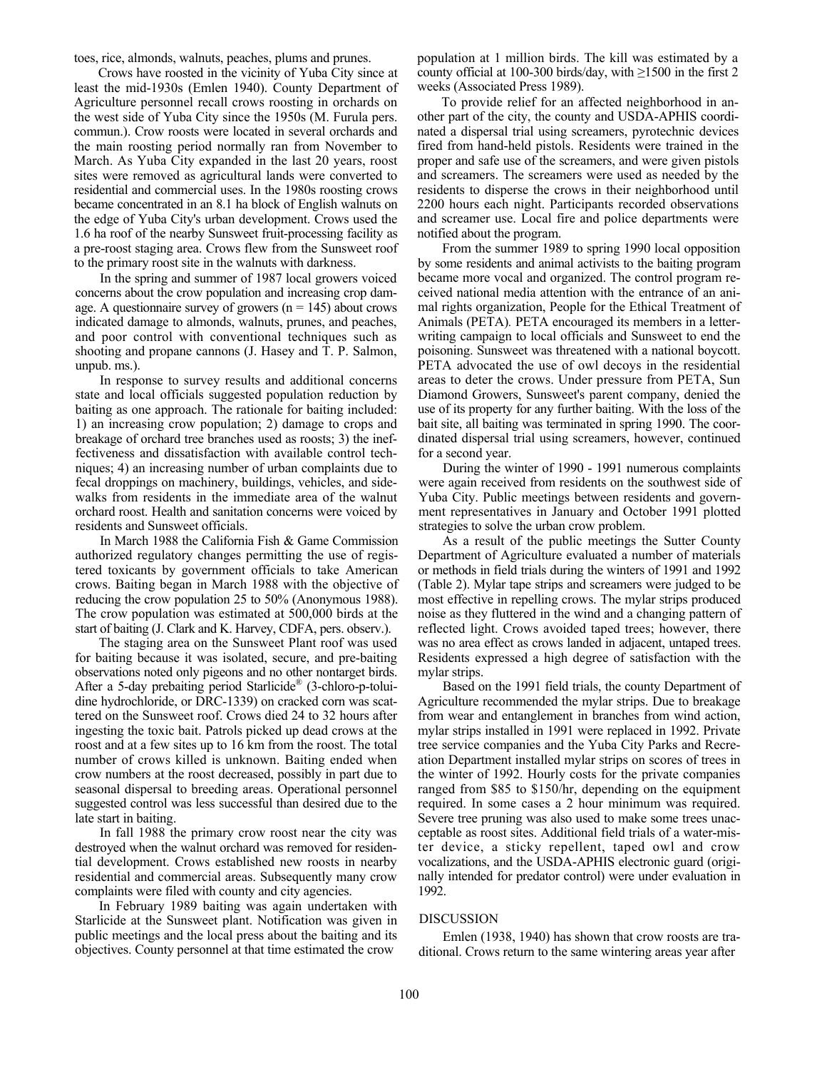toes, rice, almonds, walnuts, peaches, plums and prunes.

Crows have roosted in the vicinity of Yuba City since at least the mid-1930s (Emlen 1940). County Department of Agriculture personnel recall crows roosting in orchards on the west side of Yuba City since the 1950s (M. Furula pers. commun.). Crow roosts were located in several orchards and the main roosting period normally ran from November to March. As Yuba City expanded in the last 20 years, roost sites were removed as agricultural lands were converted to residential and commercial uses. In the 1980s roosting crows became concentrated in an 8.1 ha block of English walnuts on the edge of Yuba City's urban development. Crows used the 1.6 ha roof of the nearby Sunsweet fruit-processing facility as a pre-roost staging area. Crows flew from the Sunsweet roof to the primary roost site in the walnuts with darkness.

In the spring and summer of 1987 local growers voiced concerns about the crow population and increasing crop damage. A questionnaire survey of growers ($n = 145$) about crows indicated damage to almonds, walnuts, prunes, and peaches, and poor control with conventional techniques such as shooting and propane cannons (J. Hasey and T. P. Salmon, unpub. ms.).

In response to survey results and additional concerns state and local officials suggested population reduction by baiting as one approach. The rationale for baiting included: 1) an increasing crow population; 2) damage to crops and breakage of orchard tree branches used as roosts; 3) the ineffectiveness and dissatisfaction with available control techniques; 4) an increasing number of urban complaints due to fecal droppings on machinery, buildings, vehicles, and sidewalks from residents in the immediate area of the walnut orchard roost. Health and sanitation concerns were voiced by residents and Sunsweet officials.

In March 1988 the California Fish & Game Commission authorized regulatory changes permitting the use of registered toxicants by government officials to take American crows. Baiting began in March 1988 with the objective of reducing the crow population 25 to 50% (Anonymous 1988). The crow population was estimated at 500,000 birds at the start of baiting (J. Clark and K. Harvey, CDFA, pers. observ.).

The staging area on the Sunsweet Plant roof was used for baiting because it was isolated, secure, and pre-baiting observations noted only pigeons and no other nontarget birds. After a 5-day prebaiting period Starlicide® (3-chloro-p-toluidine hydrochloride, or DRC-1339) on cracked corn was scattered on the Sunsweet roof. Crows died 24 to 32 hours after ingesting the toxic bait. Patrols picked up dead crows at the roost and at a few sites up to 16 km from the roost. The total number of crows killed is unknown. Baiting ended when crow numbers at the roost decreased, possibly in part due to seasonal dispersal to breeding areas. Operational personnel suggested control was less successful than desired due to the late start in baiting.

In fall 1988 the primary crow roost near the city was destroyed when the walnut orchard was removed for residential development. Crows established new roosts in nearby residential and commercial areas. Subsequently many crow complaints were filed with county and city agencies.

In February 1989 baiting was again undertaken with Starlicide at the Sunsweet plant. Notification was given in public meetings and the local press about the baiting and its objectives. County personnel at that time estimated the crow population at 1 million birds. The kill was estimated by a county official at 100-300 birds/day, with ≥1500 in the first 2 weeks (Associated Press 1989).

To provide relief for an affected neighborhood in another part of the city, the county and USDA-APHIS coordinated a dispersal trial using screamers, pyrotechnic devices fired from hand-held pistols. Residents were trained in the proper and safe use of the screamers, and were given pistols and screamers. The screamers were used as needed by the residents to disperse the crows in their neighborhood until 2200 hours each night. Participants recorded observations and screamer use. Local fire and police departments were notified about the program.

From the summer 1989 to spring 1990 local opposition by some residents and animal activists to the baiting program became more vocal and organized. The control program received national media attention with the entrance of an animal rights organization, People for the Ethical Treatment of Animals (PETA). PETA encouraged its members in a letter-writing campaign to local officials and Sunsweet to end the poisoning. Sunsweet was threatened with a national boycott. PETA advocated the use of owl decoys in the residential areas to deter the crows. Under pressure from PETA, Sun Diamond Growers, Sunsweet's parent company, denied the use of its property for any further baiting. With the loss of the bait site, all baiting was terminated in spring 1990. The coordinated dispersal trial using screamers, however, continued for a second year.

During the winter of 1990 - 1991 numerous complaints were again received from residents on the southwest side of Yuba City. Public meetings between residents and government representatives in January and October 1991 plotted strategies to solve the urban crow problem.

As a result of the public meetings the Sutter County Department of Agriculture evaluated a number of materials or methods in field trials during the winters of 1991 and 1992 (Table 2). Mylar tape strips and screamers were judged to be most effective in repelling crows. The mylar strips produced noise as they fluttered in the wind and a changing pattern of reflected light. Crows avoided taped trees; however, there was no area effect as crows landed in adjacent, untaped trees. Residents expressed a high degree of satisfaction with the mylar strips.

Based on the 1991 field trials, the county Department of Agriculture recommended the mylar strips. Due to breakage from wear and entanglement in branches from wind action, mylar strips installed in 1991 were replaced in 1992. Private tree service companies and the Yuba City Parks and Recreation Department installed mylar strips on scores of trees in the winter of 1992. Hourly costs for the private companies ranged from \$85 to \$150/hr, depending on the equipment required. In some cases a 2 hour minimum was required. Severe tree pruning was also used to make some trees unacceptable as roost sites. Additional field trials of a water-mister device, a sticky repellent, taped owl and crow vocalizations, and the USDA-APHIS electronic guard (originally intended for predator control) were under evaluation in 1992.

## DISCUSSION

Emlen (1938, 1940) has shown that crow roosts are traditional. Crows return to the same wintering areas year after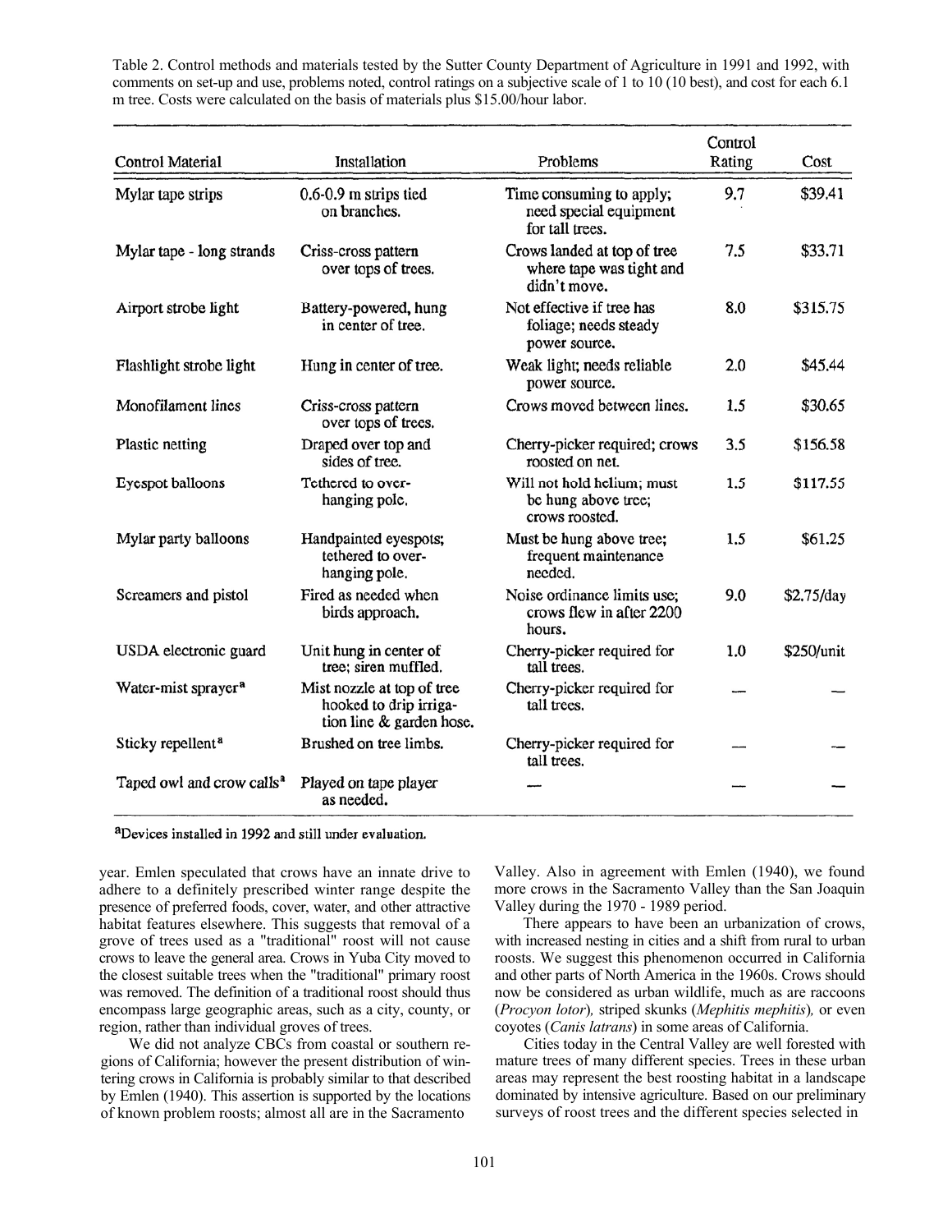Table 2. Control methods and materials tested by the Sutter County Department of Agriculture in 1991 and 1992, with comments on set-up and use, problems noted, control ratings on a subjective scale of 1 to 10 (10 best), and cost for each 6.1 m tree. Costs were calculated on the basis of materials plus $15.00/hour labor.

| Control Material | Installation | Problems | Control Rating | Cost |
|---|---|---|---|---|
| Mylar tape strips | 0.6-0.9 m strips tied on branches. | Time consuming to apply; need special equipment for tall trees. | 9.7 | $39.41 |
| Mylar tape - long strands | Criss-cross pattern over tops of trees. | Crows landed at top of tree where tape was tight and didn't move. | 7.5 | $33.71 |
| Airport strobe light | Battery-powered, hung in center of tree. | Not effective if tree has foliage; needs steady power source. | 8.0 | $315.75 |
| Flashlight strobe light | Hung in center of tree. | Weak light; needs reliable power source. | 2.0 | $45.44 |
| Monofilament lines | Criss-cross pattern over tops of trees. | Crows moved between lines. | 1.5 | $30.65 |
| Plastic netting | Draped over top and sides of tree. | Cherry-picker required; crows roosted on net. | 3.5 | $156.58 |
| Eyespot balloons | Tethered to over-hanging pole. | Will not hold helium; must be hung above tree; crows roosted. | 1.5 | $117.55 |
| Mylar party balloons | Handpainted eyespots; tethered to over-hanging pole. | Must be hung above tree; frequent maintenance needed. | 1.5 | $61.25 |
| Screamers and pistol | Fired as needed when birds approach. | Noise ordinance limits use; crows flew in after 2200 hours. | 9.0 | $2.75/day |
| USDA electronic guard | Unit hung in center of tree; siren muffled. | Cherry-picker required for tall trees. | 1.0 | $250/unit |
| Water-mist sprayer[a] | Mist nozzle at top of tree hooked to drip irrigation line & garden hose. | Cherry-picker required for tall trees. | — | — |
| Sticky repellent[a] | Brushed on tree limbs. | Cherry-picker required for tall trees. | — | — |
| Taped owl and crow calls[a] | Played on tape player as needed. | — | — | — |

[a]Devices installed in 1992 and still under evaluation.

year. Emlen speculated that crows have an innate drive to adhere to a definitely prescribed winter range despite the presence of preferred foods, cover, water, and other attractive habitat features elsewhere. This suggests that removal of a grove of trees used as a "traditional" roost will not cause crows to leave the general area. Crows in Yuba City moved to the closest suitable trees when the "traditional" primary roost was removed. The definition of a traditional roost should thus encompass large geographic areas, such as a city, county, or region, rather than individual groves of trees.

We did not analyze CBCs from coastal or southern regions of California; however the present distribution of wintering crows in California is probably similar to that described by Emlen (1940). This assertion is supported by the locations of known problem roosts; almost all are in the Sacramento Valley. Also in agreement with Emlen (1940), we found more crows in the Sacramento Valley than the San Joaquin Valley during the 1970 - 1989 period.

There appears to have been an urbanization of crows, with increased nesting in cities and a shift from rural to urban roosts. We suggest this phenomenon occurred in California and other parts of North America in the 1960s. Crows should now be considered as urban wildlife, much as are raccoons (*Procyon lotor*), striped skunks (*Mephitis mephitis*), or even coyotes (*Canis latrans*) in some areas of California.

Cities today in the Central Valley are well forested with mature trees of many different species. Trees in these urban areas may represent the best roosting habitat in a landscape dominated by intensive agriculture. Based on our preliminary surveys of roost trees and the different species selected in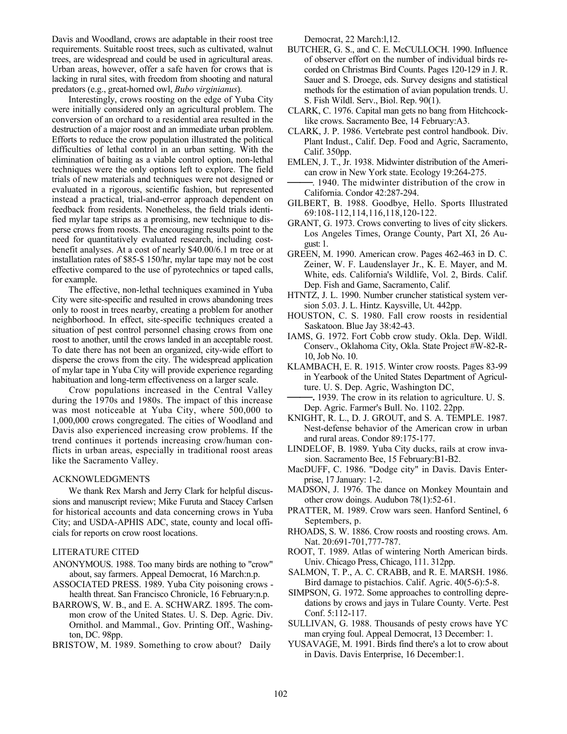Davis and Woodland, crows are adaptable in their roost tree requirements. Suitable roost trees, such as cultivated, walnut trees, are widespread and could be used in agricultural areas. Urban areas, however, offer a safe haven for crows that is lacking in rural sites, with freedom from shooting and natural predators (e.g., great-horned owl, *Bubo virginianus*).

Interestingly, crows roosting on the edge of Yuba City were initially considered only an agricultural problem. The conversion of an orchard to a residential area resulted in the destruction of a major roost and an immediate urban problem. Efforts to reduce the crow population illustrated the political difficulties of lethal control in an urban setting. With the elimination of baiting as a viable control option, non-lethal techniques were the only options left to explore. The field trials of new materials and techniques were not designed or evaluated in a rigorous, scientific fashion, but represented instead a practical, trial-and-error approach dependent on feedback from residents. Nonetheless, the field trials identified mylar tape strips as a promising, new technique to disperse crows from roosts. The encouraging results point to the need for quantitatively evaluated research, including cost-benefit analyses. At a cost of nearly $40.00/6.1 m tree or at installation rates of $85-$ 150/hr, mylar tape may not be cost effective compared to the use of pyrotechnics or taped calls, for example.

The effective, non-lethal techniques examined in Yuba City were site-specific and resulted in crows abandoning trees only to roost in trees nearby, creating a problem for another neighborhood. In effect, site-specific techniques created a situation of pest control personnel chasing crows from one roost to another, until the crows landed in an acceptable roost. To date there has not been an organized, city-wide effort to disperse the crows from the city. The widespread application of mylar tape in Yuba City will provide experience regarding habituation and long-term effectiveness on a larger scale.

Crow populations increased in the Central Valley during the 1970s and 1980s. The impact of this increase was most noticeable at Yuba City, where 500,000 to 1,000,000 crows congregated. The cities of Woodland and Davis also experienced increasing crow problems. If the trend continues it portends increasing crow/human conflicts in urban areas, especially in traditional roost areas like the Sacramento Valley.

## ACKNOWLEDGMENTS

We thank Rex Marsh and Jerry Clark for helpful discussions and manuscript review; Mike Furuta and Stacey Carlsen for historical accounts and data concerning crows in Yuba City; and USDA-APHIS ADC, state, county and local officials for reports on crow roost locations.

## LITERATURE CITED

ANONYMOUS. 1988. Too many birds are nothing to "crow" about, say farmers. Appeal Democrat, 16 March:n.p.

ASSOCIATED PRESS. 1989. Yuba City poisoning crows - health threat. San Francisco Chronicle, 16 February:n.p.

BARROWS, W. B., and E. A. SCHWARZ. 1895. The common crow of the United States. U. S. Dep. Agric. Div. Ornithol. and Mammal., Gov. Printing Off., Washington, DC. 98pp.

BRISTOW, M. 1989. Something to crow about? Daily Democrat, 22 March:l,12.

BUTCHER, G. S., and C. E. McCULLOCH. 1990. Influence of observer effort on the number of individual birds recorded on Christmas Bird Counts. Pages 120-129 in J. R. Sauer and S. Droege, eds. Survey designs and statistical methods for the estimation of avian population trends. U. S. Fish Wildl. Serv., Biol. Rep. 90(1).

CLARK, C. 1976. Capital man gets no bang from Hitchcock-like crows. Sacramento Bee, 14 February:A3.

CLARK, J. P. 1986. Vertebrate pest control handbook. Div. Plant Indust., Calif. Dep. Food and Agric, Sacramento, Calif. 350pp.

EMLEN, J. T., Jr. 1938. Midwinter distribution of the American crow in New York state. Ecology 19:264-275.

———. 1940. The midwinter distribution of the crow in California. Condor 42:287-294.

GILBERT, B. 1988. Goodbye, Hello. Sports Illustrated 69:108-112,114,116,118,120-122.

GRANT, G. 1973. Crows converting to lives of city slickers. Los Angeles Times, Orange County, Part XI, 26 August: 1.

GREEN, M. 1990. American crow. Pages 462-463 in D. C. Zeiner, W. F. Laudenslayer Jr., K. E. Mayer, and M. White, eds. California's Wildlife, Vol. 2, Birds. Calif. Dep. Fish and Game, Sacramento, Calif.

HTNTZ, J. L. 1990. Number cruncher statistical system version 5.03. J. L. Hintz. Kaysville, Ut. 442pp.

HOUSTON, C. S. 1980. Fall crow roosts in residential Saskatoon. Blue Jay 38:42-43.

IAMS, G. 1972. Fort Cobb crow study. Okla. Dep. Wildl. Conserv., Oklahoma City, Okla. State Project #W-82-R-10, Job No. 10.

KLAMBACH, E. R. 1915. Winter crow roosts. Pages 83-99 in Yearbook of the United States Department of Agriculture. U. S. Dep. Agric, Washington DC,

———. 1939. The crow in its relation to agriculture. U. S. Dep. Agric. Farmer's Bull. No. 1102. 22pp.

KNIGHT, R. L., D. J. GROUT, and S. A. TEMPLE. 1987. Nest-defense behavior of the American crow in urban and rural areas. Condor 89:175-177.

LINDELOF, B. 1989. Yuba City ducks, rails at crow invasion. Sacramento Bee, 15 February:B1-B2.

MacDUFF, C. 1986. "Dodge city" in Davis. Davis Enterprise, 17 January: 1-2.

MADSON, J. 1976. The dance on Monkey Mountain and other crow doings. Audubon 78(1):52-61.

PRATTER, M. 1989. Crow wars seen. Hanford Sentinel, 6 Septembers, p.

RHOADS, S. W. 1886. Crow roosts and roosting crows. Am. Nat. 20:691-701,777-787.

ROOT, T. 1989. Atlas of wintering North American birds. Univ. Chicago Press, Chicago, 111. 312pp.

SALMON, T. P., A. C. CRABB, and R. E. MARSH. 1986. Bird damage to pistachios. Calif. Agric. 40(5-6):5-8.

SIMPSON, G. 1972. Some approaches to controlling depredations by crows and jays in Tulare County. Verte. Pest Conf. 5:112-117.

SULLIVAN, G. 1988. Thousands of pesty crows have YC man crying foul. Appeal Democrat, 13 December: 1.

YUSAVAGE, M. 1991. Birds find there's a lot to crow about in Davis. Davis Enterprise, 16 December:1.